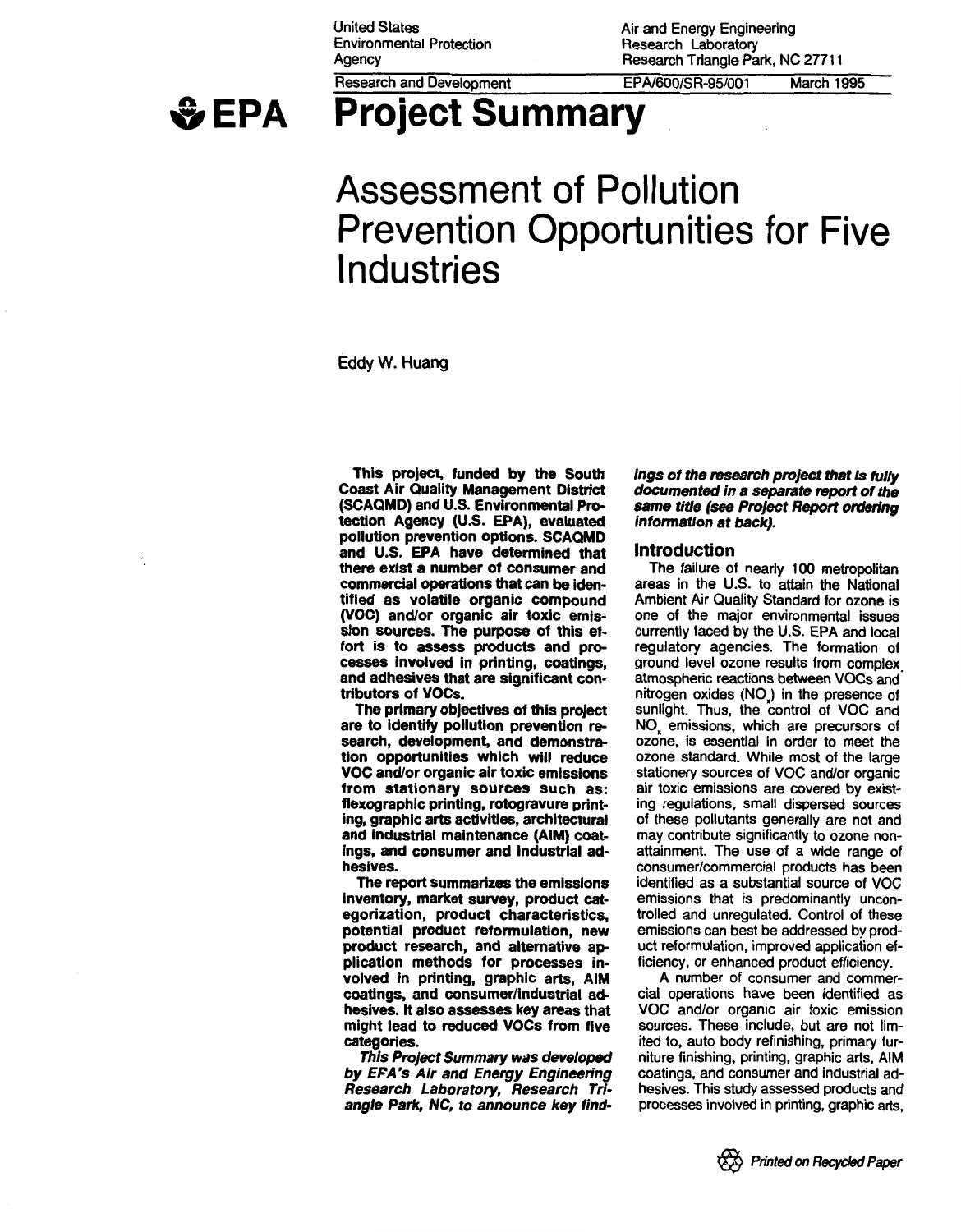United States Environmental Protection Agency

Air and Energy Engineering Research Laboratory Research Triangle Park, NC 27711

Research and Development

EPA/600/SR-95/001 March 1995

EPA

# Project Summary

# Assessment of Pollution Prevention Opportunities for Five Industries

Eddy W. Huang

**This project, funded by the South Coast Air Quality Management District (SCAQMD) and U.S. Environmental Protection Agency (U.S. EPA), evaluated pollution prevention options. SCAQMD and U.S. EPA have determined that there exist a number of consumer and commercial operations that can be identified as volatile organic compound (VOC) and/or organic air toxic emission sources. The purpose of this effort is to assess products and processes involved in printing, coatings, and adhesives that are significant contributors of VOCs.**

**The primary objectives of this project are to identify pollution prevention research, development, and demonstration opportunities which will reduce VOC and/or organic air toxic emissions from stationary sources such as: flexographic printing, rotogravure printing, graphic arts activities, architectural and industrial maintenance (AIM) coatings, and consumer and industrial adhesives.**

**The report summarizes the emissions inventory, market survey, product categorization, product characteristics, potential product reformulation, new product research, and alternative application methods for processes involved in printing, graphic arts, AIM coatings, and consumer/industrial adhesives. It also assesses key areas that might lead to reduced VOCs from five categories.**

***This Project Summary was developed by EPA's Air and Energy Engineering Research Laboratory, Research Triangle Park, NC, to announce key findings of the research project that is fully documented in a separate report of the same title (see Project Report ordering information at back).***

## Introduction

The failure of nearly 100 metropolitan areas in the U.S. to attain the National Ambient Air Quality Standard for ozone is one of the major environmental issues currently faced by the U.S. EPA and local regulatory agencies. The formation of ground level ozone results from complex atmospheric reactions between VOCs and nitrogen oxides ($NO_x$) in the presence of sunlight. Thus, the control of VOC and $NO_x$ emissions, which are precursors of ozone, is essential in order to meet the ozone standard. While most of the large stationery sources of VOC and/or organic air toxic emissions are covered by existing regulations, small dispersed sources of these pollutants generally are not and may contribute significantly to ozone nonattainment. The use of a wide range of consumer/commercial products has been identified as a substantial source of VOC emissions that is predominantly uncontrolled and unregulated. Control of these emissions can best be addressed by product reformulation, improved application efficiency, or enhanced product efficiency.

A number of consumer and commercial operations have been identified as VOC and/or organic air toxic emission sources. These include, but are not limited to, auto body refinishing, primary furniture finishing, printing, graphic arts, AIM coatings, and consumer and industrial adhesives. This study assessed products and processes involved in printing, graphic arts,

Printed on Recycled Paper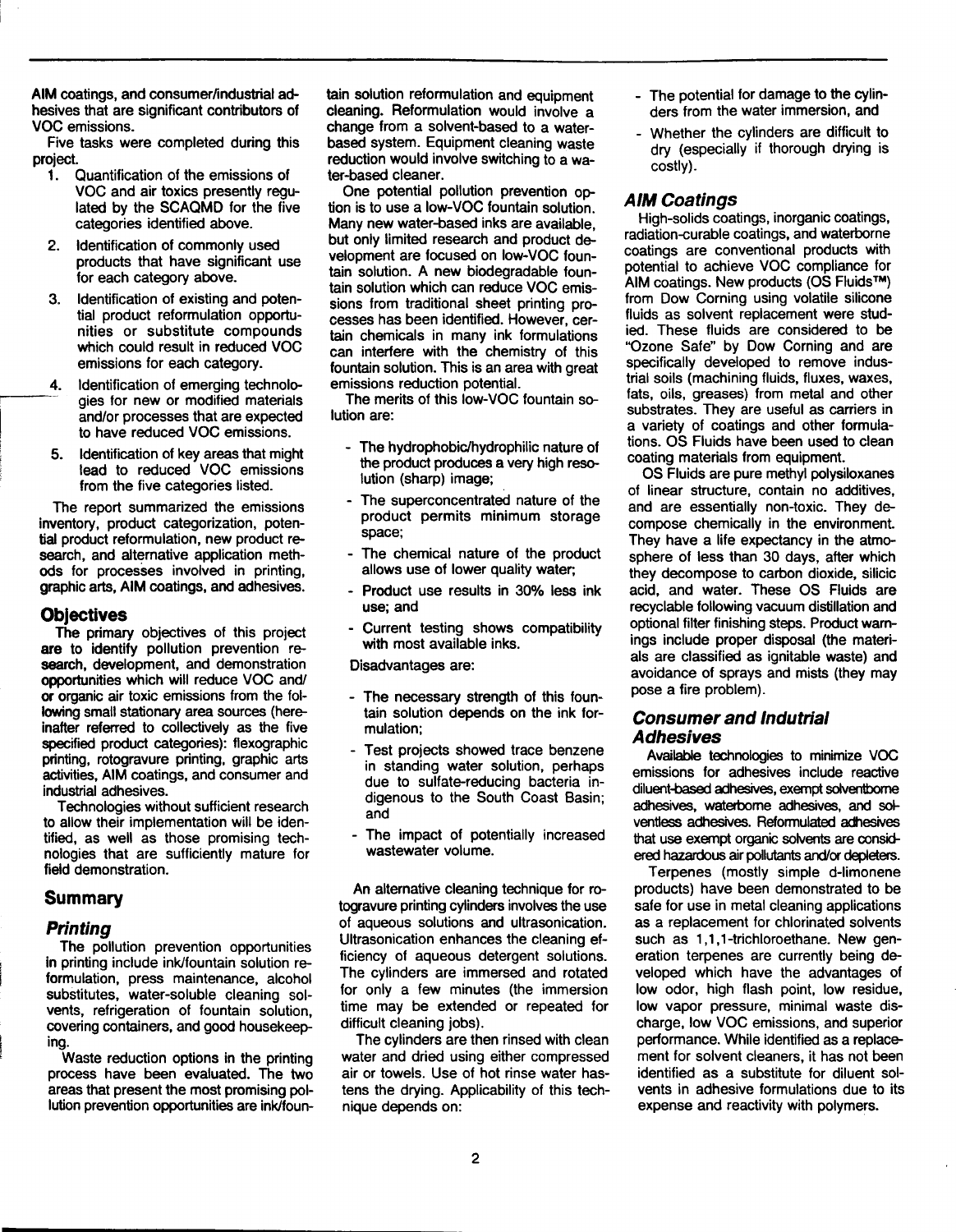AIM coatings, and consumer/industrial adhesives that are significant contributors of VOC emissions.

Five tasks were completed during this project.

1. Quantification of the emissions of VOC and air toxics presently regulated by the SCAQMD for the five categories identified above.
2. Identification of commonly used products that have significant use for each category above.
3. Identification of existing and potential product reformulation opportunities or substitute compounds which could result in reduced VOC emissions for each category.
4. Identification of emerging technologies for new or modified materials and/or processes that are expected to have reduced VOC emissions.
5. Identification of key areas that might lead to reduced VOC emissions from the five categories listed.

The report summarized the emissions inventory, product categorization, potential product reformulation, new product research, and alternative application methods for processes involved in printing, graphic arts, AIM coatings, and adhesives.

## Objectives

The primary objectives of this project are to identify pollution prevention research, development, and demonstration opportunities which will reduce VOC and/or organic air toxic emissions from the following small stationary area sources (hereinafter referred to collectively as the five specified product categories): flexographic printing, rotogravure printing, graphic arts activities, AIM coatings, and consumer and industrial adhesives.

Technologies without sufficient research to allow their implementation will be identified, as well as those promising technologies that are sufficiently mature for field demonstration.

## Summary

### Printing

The pollution prevention opportunities in printing include ink/fountain solution reformulation, press maintenance, alcohol substitutes, water-soluble cleaning solvents, refrigeration of fountain solution, covering containers, and good housekeeping.

Waste reduction options in the printing process have been evaluated. The two areas that present the most promising pollution prevention opportunities are ink/fountain solution reformulation and equipment cleaning. Reformulation would involve a change from a solvent-based to a water-based system. Equipment cleaning waste reduction would involve switching to a water-based cleaner.

One potential pollution prevention option is to use a low-VOC fountain solution. Many new water-based inks are available, but only limited research and product development are focused on low-VOC fountain solution. A new biodegradable fountain solution which can reduce VOC emissions from traditional sheet printing processes has been identified. However, certain chemicals in many ink formulations can interfere with the chemistry of this fountain solution. This is an area with great emissions reduction potential.

The merits of this low-VOC fountain solution are:

- The hydrophobic/hydrophilic nature of the product produces a very high resolution (sharp) image;
- The superconcentrated nature of the product permits minimum storage space;
- The chemical nature of the product allows use of lower quality water;
- Product use results in 30% less ink use; and
- Current testing shows compatibility with most available inks.

Disadvantages are:

- The necessary strength of this fountain solution depends on the ink formulation;
- Test projects showed trace benzene in standing water solution, perhaps due to sulfate-reducing bacteria indigenous to the South Coast Basin; and
- The impact of potentially increased wastewater volume.

An alternative cleaning technique for rotogravure printing cylinders involves the use of aqueous solutions and ultrasonication. Ultrasonication enhances the cleaning efficiency of aqueous detergent solutions. The cylinders are immersed and rotated for only a few minutes (the immersion time may be extended or repeated for difficult cleaning jobs).

The cylinders are then rinsed with clean water and dried using either compressed air or towels. Use of hot rinse water hastens the drying. Applicability of this technique depends on:

- The potential for damage to the cylinders from the water immersion, and
- Whether the cylinders are difficult to dry (especially if thorough drying is costly).

### AIM Coatings

High-solids coatings, inorganic coatings, radiation-curable coatings, and waterborne coatings are conventional products with potential to achieve VOC compliance for AIM coatings. New products (OS Fluids™) from Dow Corning using volatile silicone fluids as solvent replacement were studied. These fluids are considered to be "Ozone Safe" by Dow Corning and are specifically developed to remove industrial soils (machining fluids, fluxes, waxes, fats, oils, greases) from metal and other substrates. They are useful as carriers in a variety of coatings and other formulations. OS Fluids have been used to clean coating materials from equipment.

OS Fluids are pure methyl polysiloxanes of linear structure, contain no additives, and are essentially non-toxic. They decompose chemically in the environment. They have a life expectancy in the atmosphere of less than 30 days, after which they decompose to carbon dioxide, silicic acid, and water. These OS Fluids are recyclable following vacuum distillation and optional filter finishing steps. Product warnings include proper disposal (the materials are classified as ignitable waste) and avoidance of sprays and mists (they may pose a fire problem).

### Consumer and Indutrial Adhesives

Available technologies to minimize VOC emissions for adhesives include reactive diluent-based adhesives, exempt solventborne adhesives, waterborne adhesives, and solventless adhesives. Reformulated adhesives that use exempt organic solvents are considered hazardous air pollutants and/or depleters.

Terpenes (mostly simple d-limonene products) have been demonstrated to be safe for use in metal cleaning applications as a replacement for chlorinated solvents such as 1,1,1-trichloroethane. New generation terpenes are currently being developed which have the advantages of low odor, high flash point, low residue, low vapor pressure, minimal waste discharge, low VOC emissions, and superior performance. While identified as a replacement for solvent cleaners, it has not been identified as a substitute for diluent solvents in adhesive formulations due to its expense and reactivity with polymers.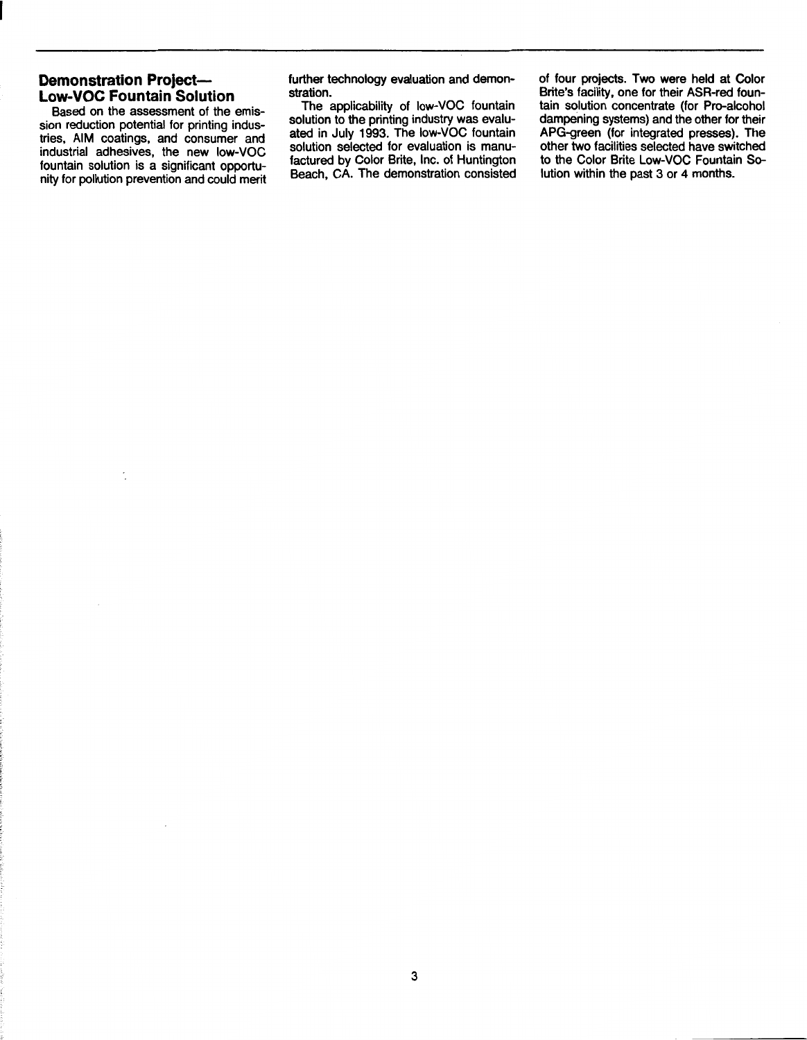## Demonstration Project—Low-VOC Fountain Solution

Based on the assessment of the emission reduction potential for printing industries, AIM coatings, and consumer and industrial adhesives, the new low-VOC fountain solution is a significant opportunity for pollution prevention and could merit further technology evaluation and demonstration.

The applicability of low-VOC fountain solution to the printing industry was evaluated in July 1993. The low-VOC fountain solution selected for evaluation is manufactured by Color Brite, Inc. of Huntington Beach, CA. The demonstration consisted of four projects. Two were held at Color Brite's facility, one for their ASR-red fountain solution concentrate (for Pro-alcohol dampening systems) and the other for their APG-green (for integrated presses). The other two facilities selected have switched to the Color Brite Low-VOC Fountain Solution within the past 3 or 4 months.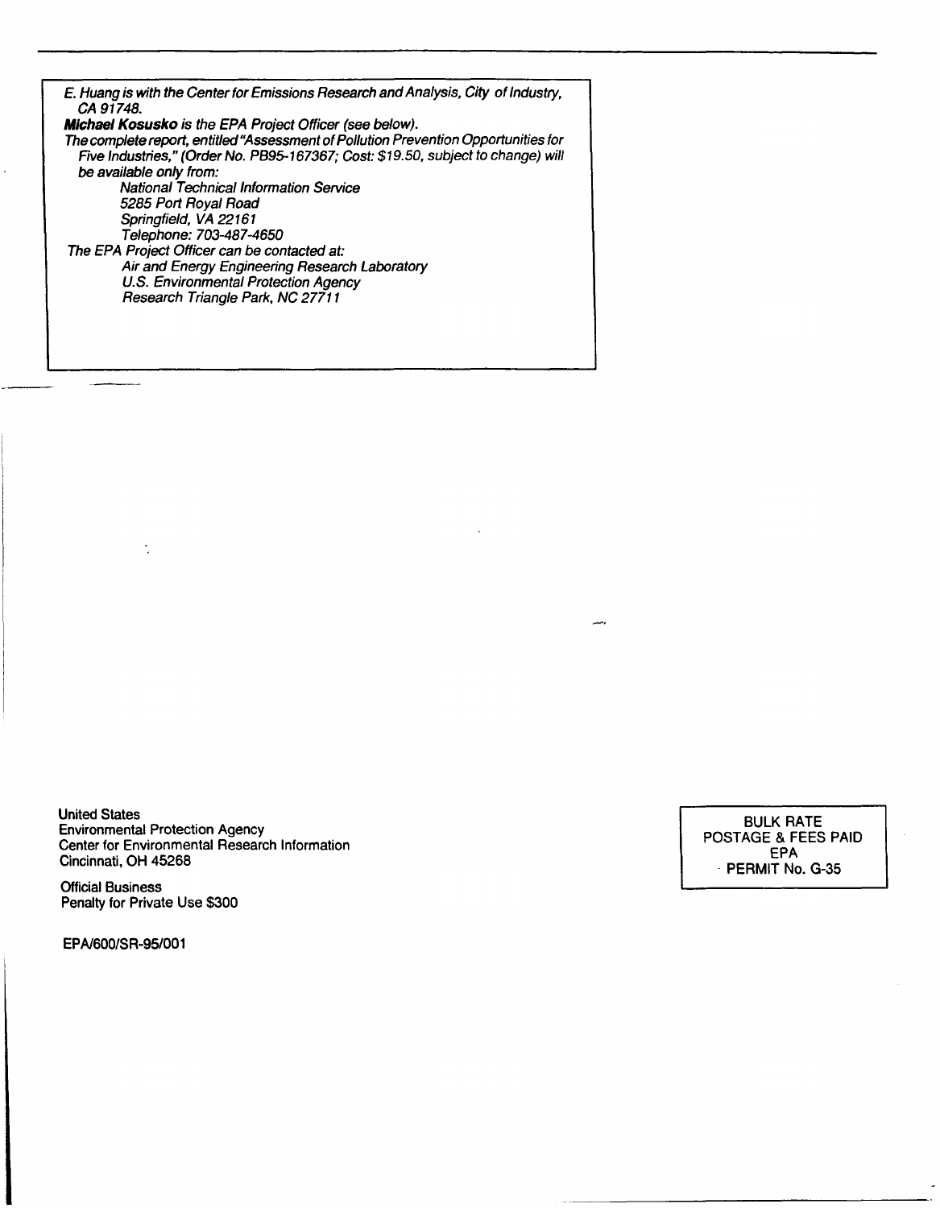*E. Huang is with the Center for Emissions Research and Analysis, City of Industry, CA 91748.*

***Michael Kosusko** is the EPA Project Officer (see below).*

*The complete report, entitled "Assessment of Pollution Prevention Opportunities for Five Industries," (Order No. PB95-167367; Cost: $19.50, subject to change) will be available only from:*

*National Technical Information Service*
*5285 Port Royal Road*
*Springfield, VA 22161*
*Telephone: 703-487-4650*

*The EPA Project Officer can be contacted at:*

*Air and Energy Engineering Research Laboratory*
*U.S. Environmental Protection Agency*
*Research Triangle Park, NC 27711*

United States
Environmental Protection Agency
Center for Environmental Research Information
Cincinnati, OH 45268

Official Business
Penalty for Private Use $300

EPA/600/SR-95/001

BULK RATE
POSTAGE & FEES PAID
EPA
PERMIT No. G-35